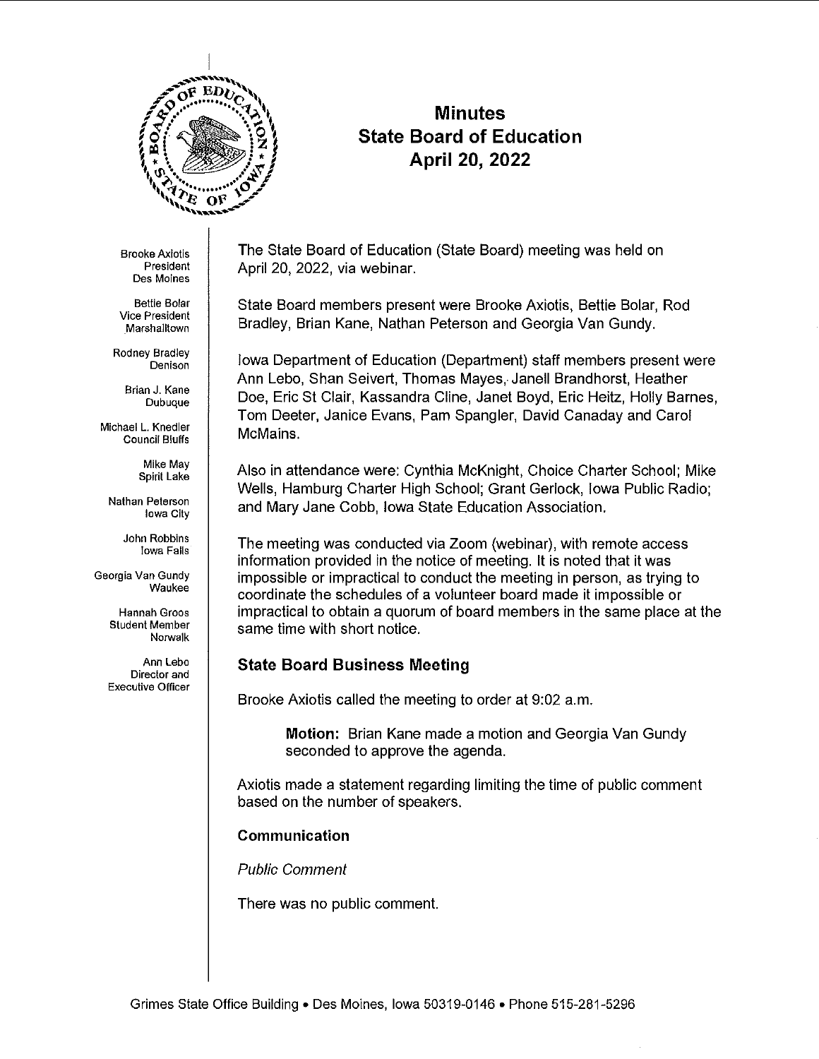# Minutes
# State Board of Education
# April 20, 2022

Brooke Axiotis
President
Des Moines

Bettie Bolar
Vice President
Marshalltown

Rodney Bradley
Denison

Brian J. Kane
Dubuque

Michael L. Knedler
Council Bluffs

Mike May
Spirit Lake

Nathan Peterson
Iowa City

John Robbins
Iowa Falls

Georgia Van Gundy
Waukee

Hannah Groos
Student Member
Norwalk

Ann Lebo
Director and
Executive Officer

The State Board of Education (State Board) meeting was held on April 20, 2022, via webinar.

State Board members present were Brooke Axiotis, Bettie Bolar, Rod Bradley, Brian Kane, Nathan Peterson and Georgia Van Gundy.

Iowa Department of Education (Department) staff members present were Ann Lebo, Shan Seivert, Thomas Mayes, Janell Brandhorst, Heather Doe, Eric St Clair, Kassandra Cline, Janet Boyd, Eric Heitz, Holly Barnes, Tom Deeter, Janice Evans, Pam Spangler, David Canaday and Carol McMains.

Also in attendance were: Cynthia McKnight, Choice Charter School; Mike Wells, Hamburg Charter High School; Grant Gerlock, Iowa Public Radio; and Mary Jane Cobb, Iowa State Education Association.

The meeting was conducted via Zoom (webinar), with remote access information provided in the notice of meeting. It is noted that it was impossible or impractical to conduct the meeting in person, as trying to coordinate the schedules of a volunteer board made it impossible or impractical to obtain a quorum of board members in the same place at the same time with short notice.

## State Board Business Meeting

Brooke Axiotis called the meeting to order at 9:02 a.m.

> **Motion:** Brian Kane made a motion and Georgia Van Gundy seconded to approve the agenda.

Axiotis made a statement regarding limiting the time of public comment based on the number of speakers.

### Communication

*Public Comment*

There was no public comment.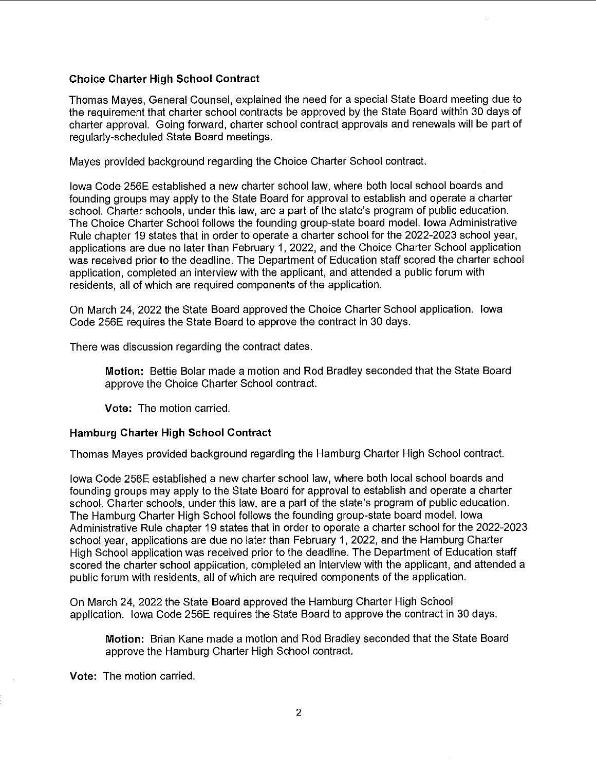**Choice Charter High School Contract**

Thomas Mayes, General Counsel, explained the need for a special State Board meeting due to the requirement that charter school contracts be approved by the State Board within 30 days of charter approval. Going forward, charter school contract approvals and renewals will be part of regularly-scheduled State Board meetings.

Mayes provided background regarding the Choice Charter School contract.

Iowa Code 256E established a new charter school law, where both local school boards and founding groups may apply to the State Board for approval to establish and operate a charter school. Charter schools, under this law, are a part of the state's program of public education. The Choice Charter School follows the founding group-state board model. Iowa Administrative Rule chapter 19 states that in order to operate a charter school for the 2022-2023 school year, applications are due no later than February 1, 2022, and the Choice Charter School application was received prior to the deadline. The Department of Education staff scored the charter school application, completed an interview with the applicant, and attended a public forum with residents, all of which are required components of the application.

On March 24, 2022 the State Board approved the Choice Charter School application. Iowa Code 256E requires the State Board to approve the contract in 30 days.

There was discussion regarding the contract dates.

> **Motion:** Bettie Bolar made a motion and Rod Bradley seconded that the State Board approve the Choice Charter School contract.
>
> **Vote:** The motion carried.

**Hamburg Charter High School Contract**

Thomas Mayes provided background regarding the Hamburg Charter High School contract.

Iowa Code 256E established a new charter school law, where both local school boards and founding groups may apply to the State Board for approval to establish and operate a charter school. Charter schools, under this law, are a part of the state's program of public education. The Hamburg Charter High School follows the founding group-state board model. Iowa Administrative Rule chapter 19 states that in order to operate a charter school for the 2022-2023 school year, applications are due no later than February 1, 2022, and the Hamburg Charter High School application was received prior to the deadline. The Department of Education staff scored the charter school application, completed an interview with the applicant, and attended a public forum with residents, all of which are required components of the application.

On March 24, 2022 the State Board approved the Hamburg Charter High School application. Iowa Code 256E requires the State Board to approve the contract in 30 days.

> **Motion:** Brian Kane made a motion and Rod Bradley seconded that the State Board approve the Hamburg Charter High School contract.

**Vote:** The motion carried.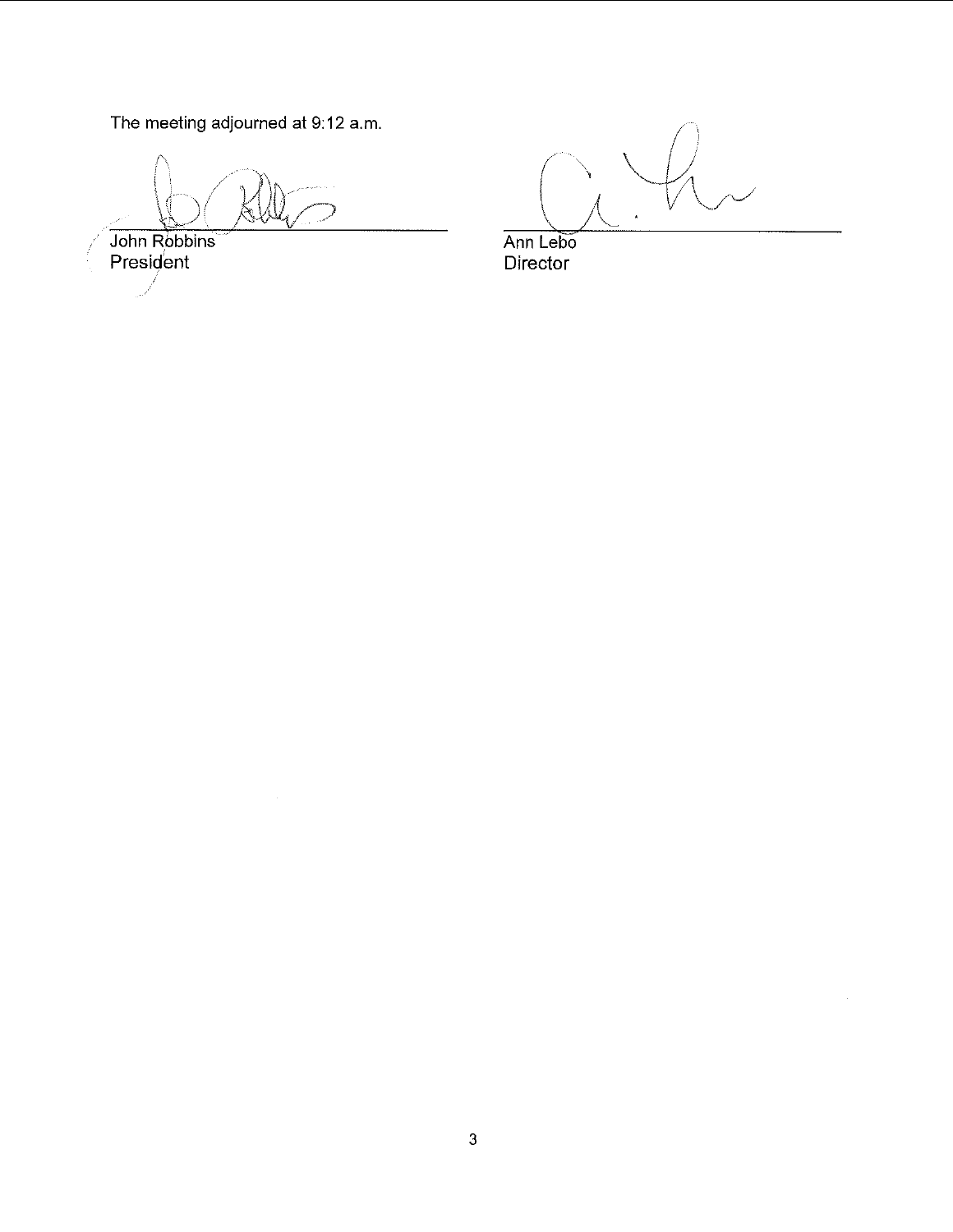The meeting adjourned at 9:12 a.m.

John Robbins
President

Ann Lebo
Director